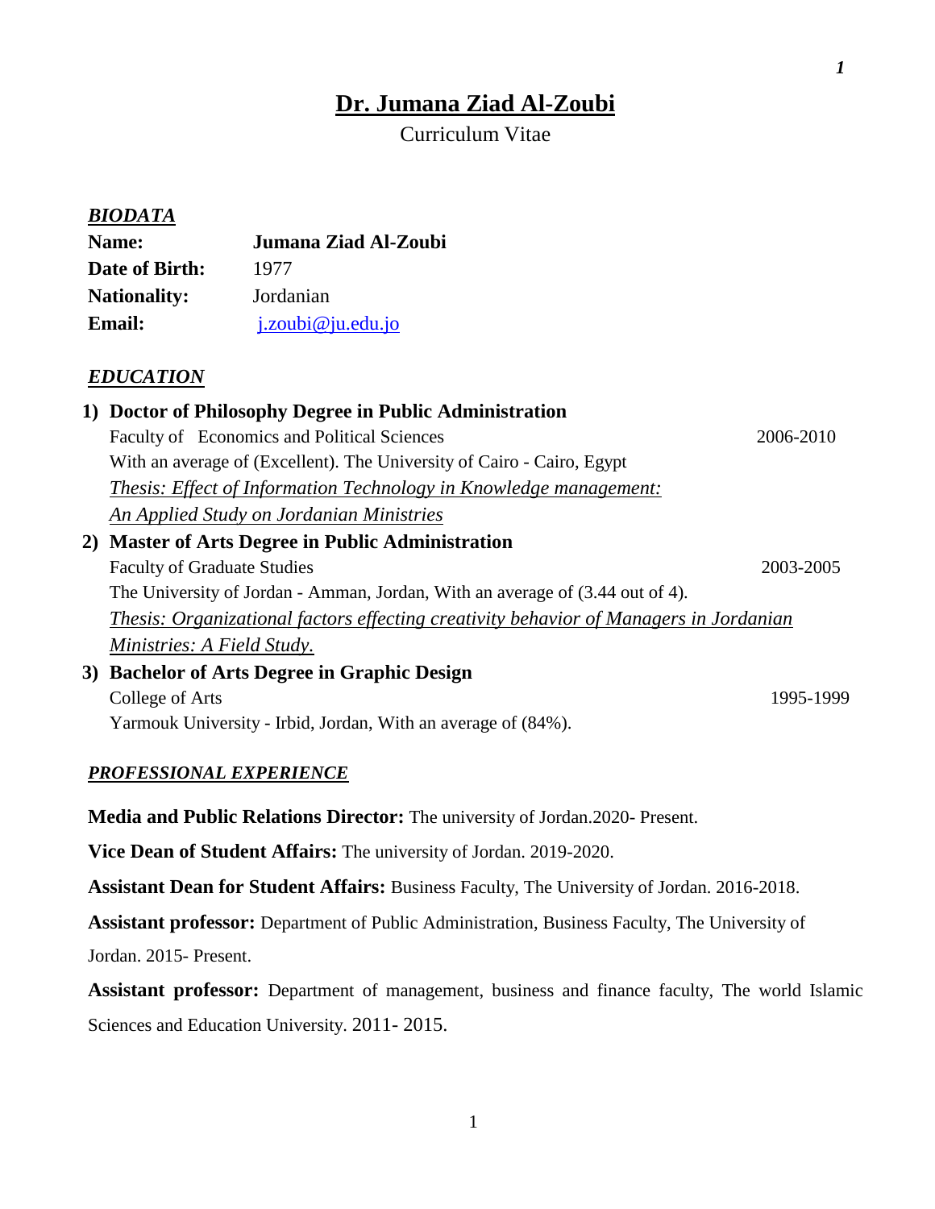# Dr. Jumana Ziad Al-Zoubi

Curriculum Vitae

## *BIODATA*

**Name:** **Jumana Ziad Al-Zoubi**

**Date of Birth:** 1977

**Nationality:** Jordanian

**Email:** j.zoubi@ju.edu.jo

## *EDUCATION*

1) **Doctor of Philosophy Degree in Public Administration**
   Faculty of Economics and Political Sciences 2006-2010
   With an average of (Excellent). The University of Cairo - Cairo, Egypt
   *Thesis: Effect of Information Technology in Knowledge management: An Applied Study on Jordanian Ministries*
2) **Master of Arts Degree in Public Administration**
   Faculty of Graduate Studies 2003-2005
   The University of Jordan - Amman, Jordan, With an average of (3.44 out of 4).
   *Thesis: Organizational factors effecting creativity behavior of Managers in Jordanian Ministries: A Field Study.*
3) **Bachelor of Arts Degree in Graphic Design**
   College of Arts 1995-1999
   Yarmouk University - Irbid, Jordan, With an average of (84%).

## *PROFESSIONAL EXPERIENCE*

**Media and Public Relations Director:** The university of Jordan.2020- Present.

**Vice Dean of Student Affairs:** The university of Jordan. 2019-2020.

**Assistant Dean for Student Affairs:** Business Faculty, The University of Jordan. 2016-2018.

**Assistant professor:** Department of Public Administration, Business Faculty, The University of Jordan. 2015- Present.

**Assistant professor:** Department of management, business and finance faculty, The world Islamic Sciences and Education University. 2011- 2015.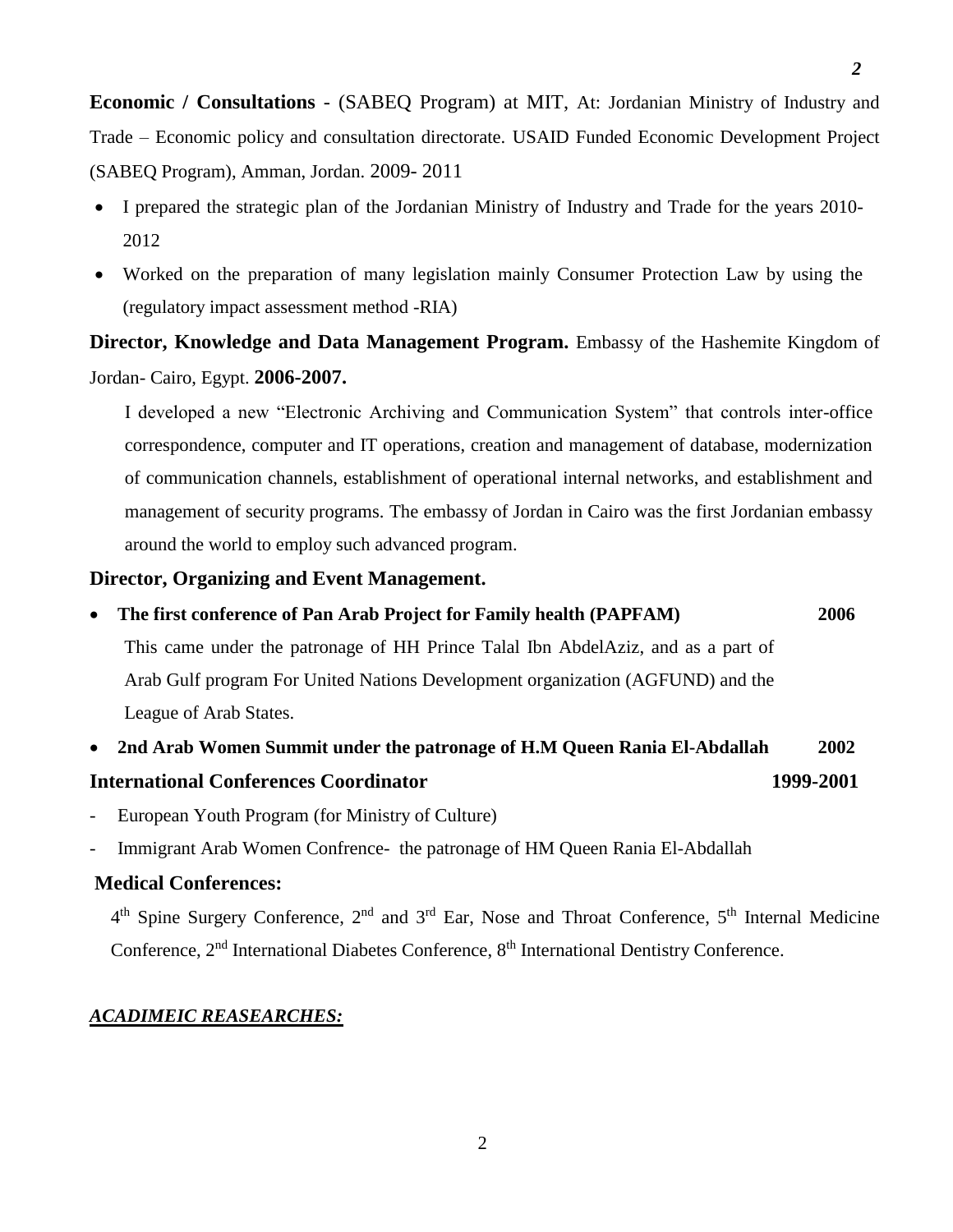**Economic / Consultations** - (SABEQ Program) at MIT, At: Jordanian Ministry of Industry and Trade – Economic policy and consultation directorate. USAID Funded Economic Development Project (SABEQ Program), Amman, Jordan. 2009- 2011

- I prepared the strategic plan of the Jordanian Ministry of Industry and Trade for the years 2010-2012
- Worked on the preparation of many legislation mainly Consumer Protection Law by using the (regulatory impact assessment method -RIA)

**Director, Knowledge and Data Management Program.** Embassy of the Hashemite Kingdom of Jordan- Cairo, Egypt. **2006-2007.**

I developed a new "Electronic Archiving and Communication System" that controls inter-office correspondence, computer and IT operations, creation and management of database, modernization of communication channels, establishment of operational internal networks, and establishment and management of security programs. The embassy of Jordan in Cairo was the first Jordanian embassy around the world to employ such advanced program.

**Director, Organizing and Event Management.**

- **The first conference of Pan Arab Project for Family health (PAPFAM) 2006**

  This came under the patronage of HH Prince Talal Ibn AbdelAziz, and as a part of Arab Gulf program For United Nations Development organization (AGFUND) and the League of Arab States.

- **2nd Arab Women Summit under the patronage of H.M Queen Rania El-Abdallah 2002**

**International Conferences Coordinator 1999-2001**

- European Youth Program (for Ministry of Culture)
- Immigrant Arab Women Confrence- the patronage of HM Queen Rania El-Abdallah

**Medical Conferences:**

4th Spine Surgery Conference, 2nd and 3rd Ear, Nose and Throat Conference, 5th Internal Medicine Conference, 2nd International Diabetes Conference, 8th International Dentistry Conference.

***ACADIMEIC REASEARCHES:***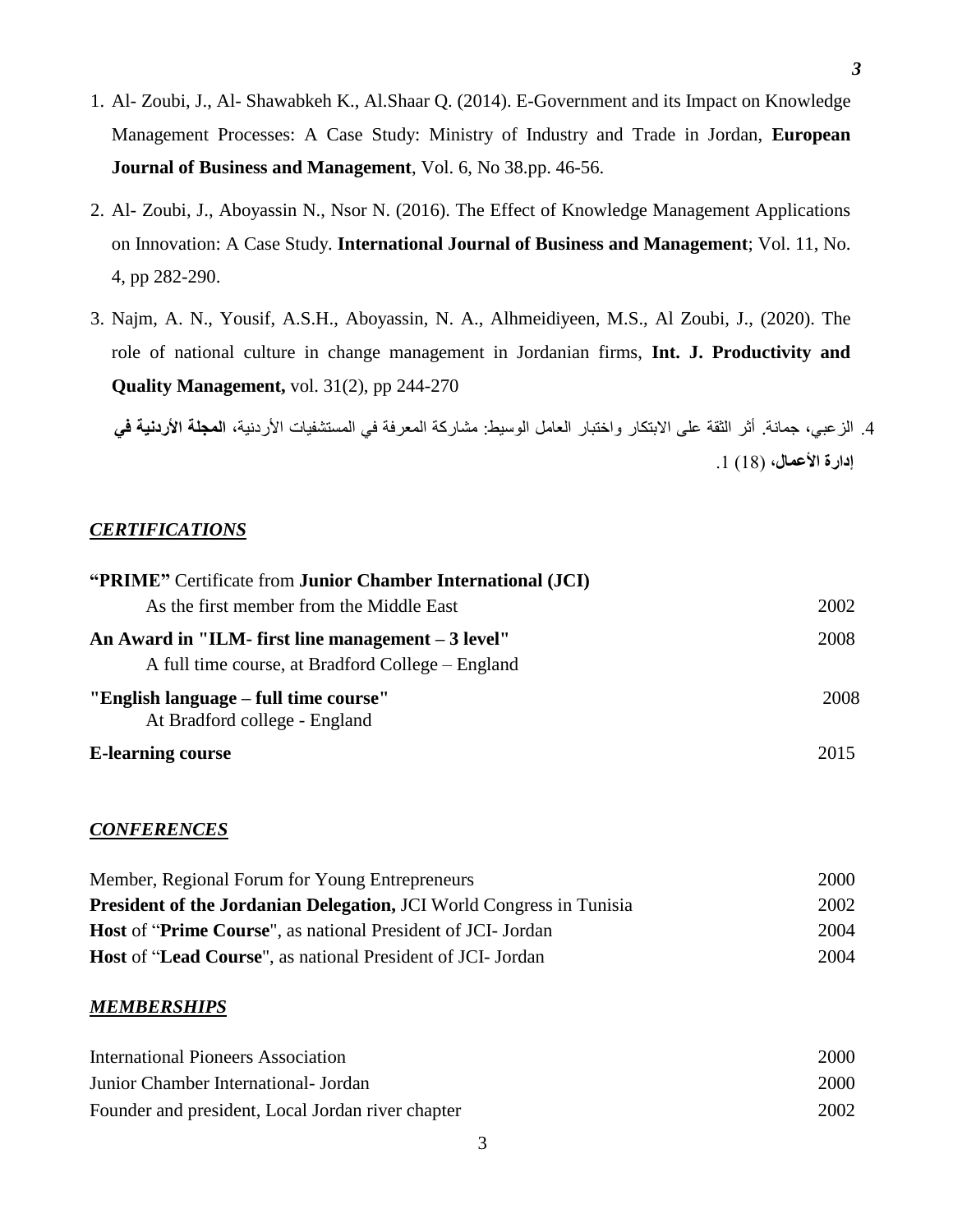1. Al- Zoubi, J., Al- Shawabkeh K., Al.Shaar Q. (2014). E-Government and its Impact on Knowledge Management Processes: A Case Study: Ministry of Industry and Trade in Jordan, **European Journal of Business and Management**, Vol. 6, No 38.pp. 46-56.

2. Al- Zoubi, J., Aboyassin N., Nsor N. (2016). The Effect of Knowledge Management Applications on Innovation: A Case Study. **International Journal of Business and Management**; Vol. 11, No. 4, pp 282-290.

3. Najm, A. N., Yousif, A.S.H., Aboyassin, N. A., Alhmeidiyeen, M.S., Al Zoubi, J., (2020). The role of national culture in change management in Jordanian firms, **Int. J. Productivity and Quality Management,** vol. 31(2), pp 244-270

4. الزعبي، جمانة. أثر الثقة على الابتكار واختبار العامل الوسيط: مشاركة المعرفة في المستشفيات الأردنية، **المجلة الأردنية في إدارة الأعمال**، (18) 1.

## *CERTIFICATIONS*

| | |
|---|---|
| **"PRIME"** Certificate from **Junior Chamber International (JCI)**<br>As the first member from the Middle East | 2002 |
| **An Award in "ILM- first line management – 3 level"**<br>A full time course, at Bradford College – England | 2008 |
| **"English language – full time course"**<br>At Bradford college - England | 2008 |
| **E-learning course** | 2015 |

## *CONFERENCES*

| | |
|---|---|
| Member, Regional Forum for Young Entrepreneurs | 2000 |
| **President of the Jordanian Delegation,** JCI World Congress in Tunisia | 2002 |
| **Host** of "**Prime Course**", as national President of JCI- Jordan | 2004 |
| **Host** of "**Lead Course**", as national President of JCI- Jordan | 2004 |

## *MEMBERSHIPS*

| | |
|---|---|
| International Pioneers Association | 2000 |
| Junior Chamber International- Jordan | 2000 |
| Founder and president, Local Jordan river chapter | 2002 |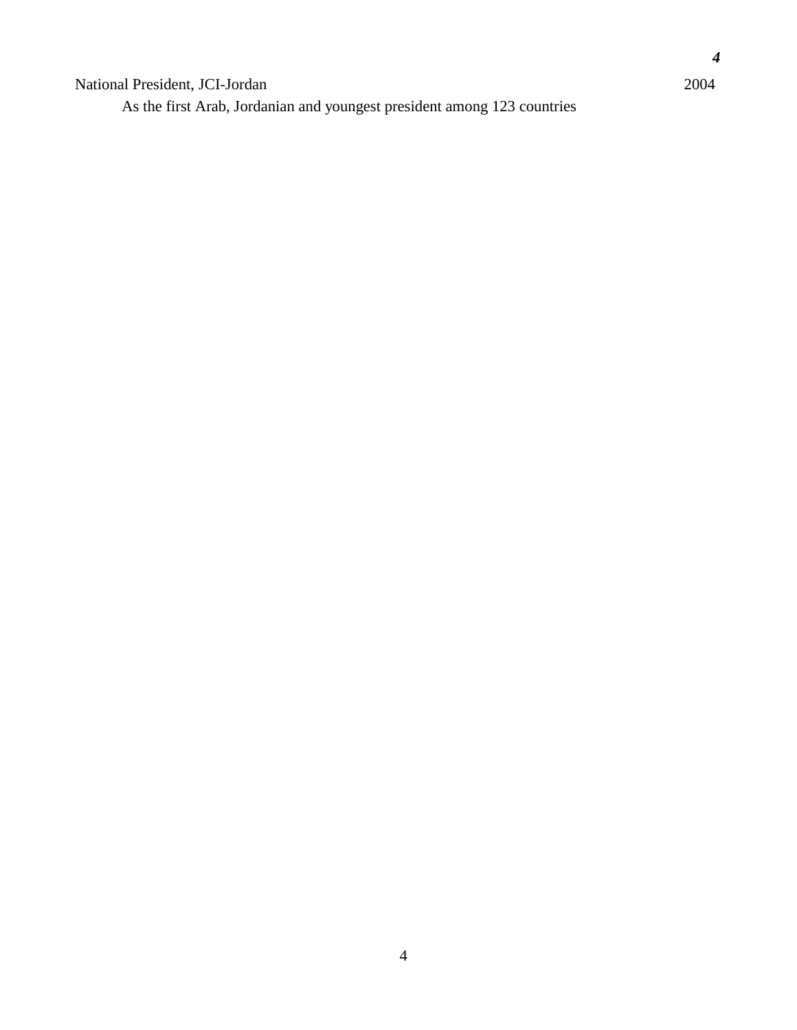National President, JCI-Jordan 2004

As the first Arab, Jordanian and youngest president among 123 countries